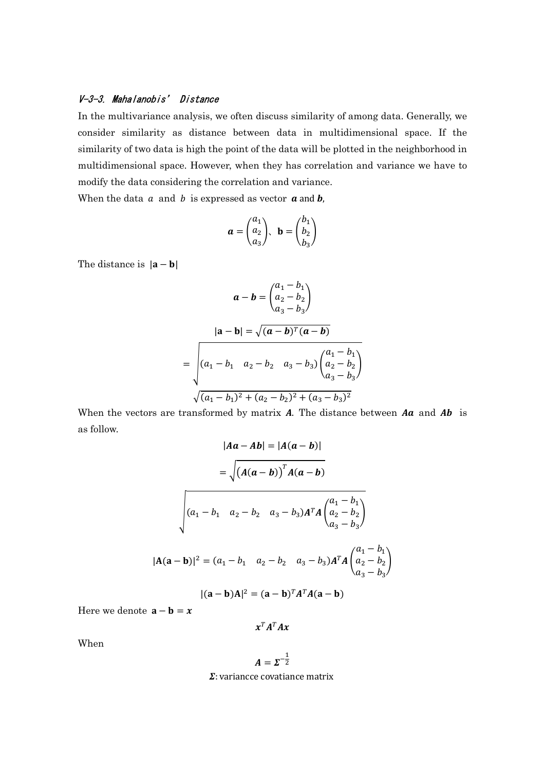### V-3-3. Mahalanobis' Distance

In the multivariance analysis, we often discuss similarity of among data. Generally, we consider similarity as distance between data in multidimensional space. If the similarity of two data is high the point of the data will be plotted in the neighborhood in multidimensional space. However, when they has correlation and variance we have to modify the data considering the correlation and variance.

When the data $a$ and $b$ is expressed as vector $\boldsymbol{a}$ and $\boldsymbol{b}$,

$$\boldsymbol{a} = \begin{pmatrix} a_1 \\ a_2 \\ a_3 \end{pmatrix}、\ \mathbf{b} = \begin{pmatrix} b_1 \\ b_2 \\ b_3 \end{pmatrix}$$

The distance is $|\mathbf{a} - \mathbf{b}|$

$$\boldsymbol{a} - \boldsymbol{b} = \begin{pmatrix} a_1 - b_1 \\ a_2 - b_2 \\ a_3 - b_3 \end{pmatrix}$$

$$|\mathbf{a} - \mathbf{b}| = \sqrt{(\boldsymbol{a} - \boldsymbol{b})^T (\boldsymbol{a} - \boldsymbol{b})}$$

$$= \sqrt{(a_1 - b_1 \quad a_2 - b_2 \quad a_3 - b_3) \begin{pmatrix} a_1 - b_1 \\ a_2 - b_2 \\ a_3 - b_3 \end{pmatrix}}$$

$$\sqrt{(a_1 - b_1)^2 + (a_2 - b_2)^2 + (a_3 - b_3)^2}$$

When the vectors are transformed by matrix $\boldsymbol{A}$. The distance between $\boldsymbol{Aa}$ and $\boldsymbol{Ab}$ is as follow.

$$|\boldsymbol{Aa} - \boldsymbol{Ab}| = |\boldsymbol{A}(\boldsymbol{a} - \boldsymbol{b})|$$

$$= \sqrt{\left(\boldsymbol{A}(\boldsymbol{a} - \boldsymbol{b})\right)^T \boldsymbol{A}(\boldsymbol{a} - \boldsymbol{b})}$$

$$\sqrt{(a_1 - b_1 \quad a_2 - b_2 \quad a_3 - b_3) \boldsymbol{A}^T \boldsymbol{A} \begin{pmatrix} a_1 - b_1 \\ a_2 - b_2 \\ a_3 - b_3 \end{pmatrix}}$$

$$|\mathbf{A}(\mathbf{a} - \mathbf{b})|^2 = (a_1 - b_1 \quad a_2 - b_2 \quad a_3 - b_3) \boldsymbol{A}^T \boldsymbol{A} \begin{pmatrix} a_1 - b_1 \\ a_2 - b_2 \\ a_3 - b_3 \end{pmatrix}$$

$$|(\mathbf{a} - \mathbf{b})\mathbf{A}|^2 = (\mathbf{a} - \mathbf{b})^T \boldsymbol{A}^T \boldsymbol{A} (\mathbf{a} - \mathbf{b})$$

Here we denote $\mathbf{a} - \mathbf{b} = \boldsymbol{x}$

$$\boldsymbol{x}^T \boldsymbol{A}^T \boldsymbol{A} \boldsymbol{x}$$

When

$$\boldsymbol{A} = \boldsymbol{\Sigma}^{-\frac{1}{2}}$$

$\boldsymbol{\Sigma}$: variancce covatiance matrix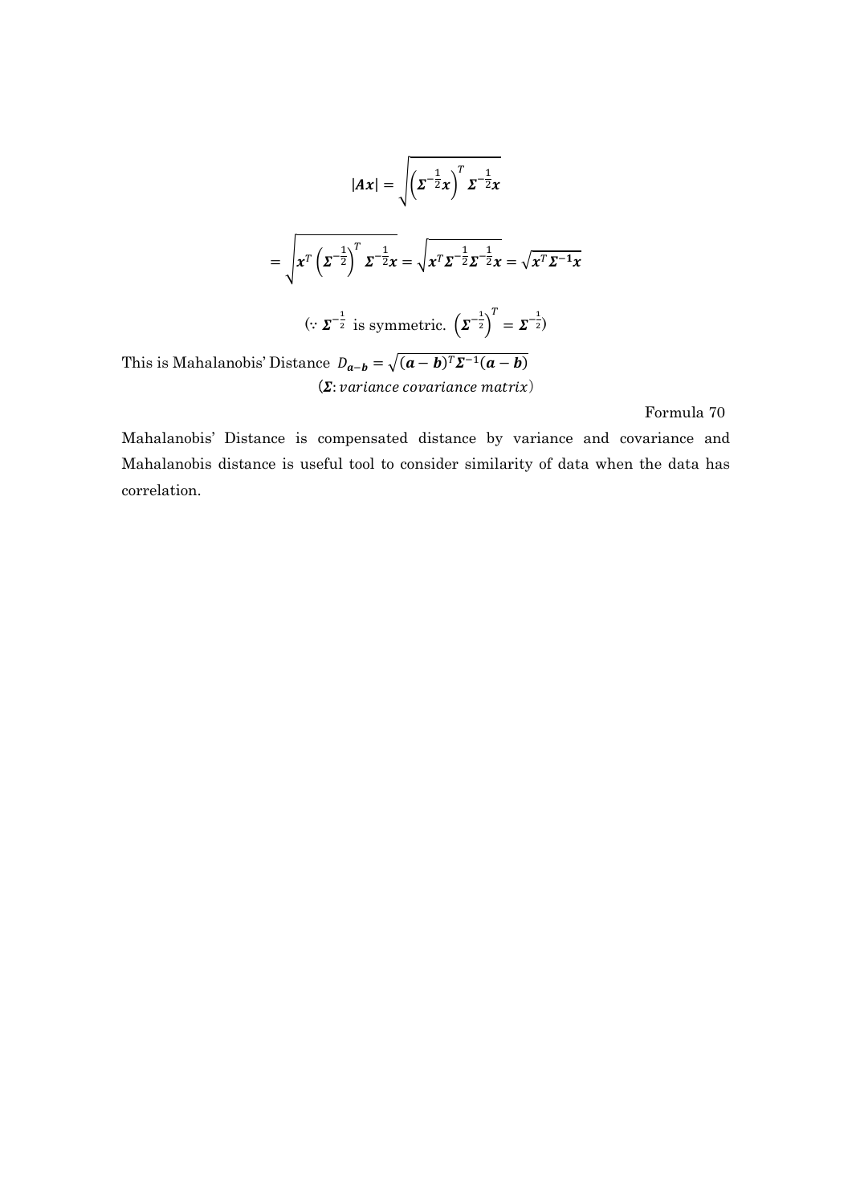$$|\boldsymbol{Ax}| = \sqrt{\left(\boldsymbol{\Sigma}^{-\frac{1}{2}}\boldsymbol{x}\right)^T \boldsymbol{\Sigma}^{-\frac{1}{2}}\boldsymbol{x}}$$

$$= \sqrt{\boldsymbol{x}^T \left(\boldsymbol{\Sigma}^{-\frac{1}{2}}\right)^T \boldsymbol{\Sigma}^{-\frac{1}{2}}\boldsymbol{x}} = \sqrt{\boldsymbol{x}^T \boldsymbol{\Sigma}^{-\frac{1}{2}}\boldsymbol{\Sigma}^{-\frac{1}{2}}\boldsymbol{x}} = \sqrt{\boldsymbol{x}^T \boldsymbol{\Sigma}^{-\mathbf{1}}\boldsymbol{x}}$$

$$(\because \boldsymbol{\Sigma}^{-\frac{1}{2}} \text{ is symmetric. } \left(\boldsymbol{\Sigma}^{-\frac{1}{2}}\right)^T = \boldsymbol{\Sigma}^{-\frac{1}{2}})$$

This is Mahalanobis' Distance $D_{\boldsymbol{a}-\boldsymbol{b}} = \sqrt{(\boldsymbol{a}-\boldsymbol{b})^T \boldsymbol{\Sigma}^{-1}(\boldsymbol{a}-\boldsymbol{b})}$

($\boldsymbol{\Sigma}$: *variance covariance matrix*)

Formula 70

Mahalanobis' Distance is compensated distance by variance and covariance and Mahalanobis distance is useful tool to consider similarity of data when the data has correlation.